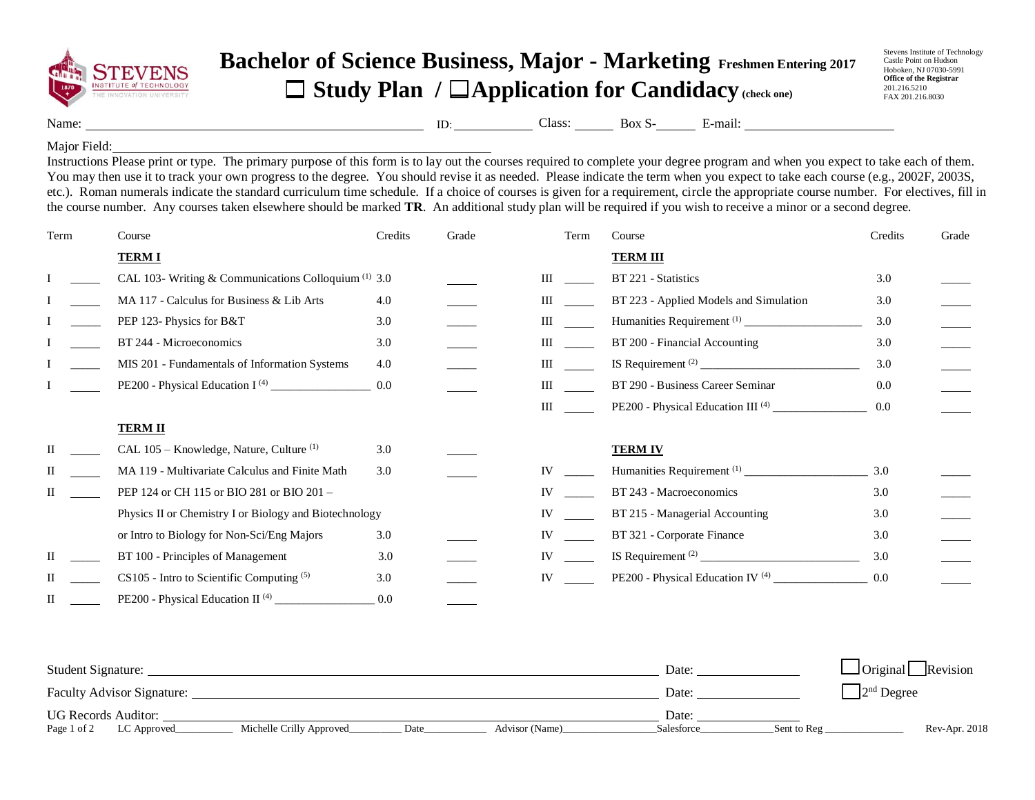# Bachelor of Science Business, Major - Marketing Freshmen Entering 2017

## ☐ Study Plan / ☐Application for Candidacy (check one)

Stevens Institute of Technology
Castle Point on Hudson
Hoboken, NJ 07030-5991
**Office of the Registrar**
201.216.5210
FAX 201.216.8030

Name: ______________________ ID: __________ Class: ______ Box S-______ E-mail: ____________________

Major Field: ______________________________

Instructions Please print or type. The primary purpose of this form is to lay out the courses required to complete your degree program and when you expect to take each of them. You may then use it to track your own progress to the degree. You should revise it as needed. Please indicate the term when you expect to take each course (e.g., 2002F, 2003S, etc.). Roman numerals indicate the standard curriculum time schedule. If a choice of courses is given for a requirement, circle the appropriate course number. For electives, fill in the course number. Any courses taken elsewhere should be marked **TR**. An additional study plan will be required if you wish to receive a minor or a second degree.

| Term | | Course | Credits | Grade |
|---|---|---|---|---|
| | | **TERM I** | | |
| I | _____ | CAL 103- Writing & Communications Colloquium [1] | 3.0 | _____ |
| I | _____ | MA 117 - Calculus for Business & Lib Arts | 4.0 | _____ |
| I | _____ | PEP 123- Physics for B&T | 3.0 | _____ |
| I | _____ | BT 244 - Microeconomics | 3.0 | _____ |
| I | _____ | MIS 201 - Fundamentals of Information Systems | 4.0 | _____ |
| I | _____ | PE200 - Physical Education I [4] ____________ | 0.0 | _____ |
| | | **TERM II** | | |
| II | _____ | CAL 105 – Knowledge, Nature, Culture [1] | 3.0 | _____ |
| II | _____ | MA 119 - Multivariate Calculus and Finite Math | 3.0 | _____ |
| II | _____ | PEP 124 or CH 115 or BIO 281 or BIO 201 – Physics II or Chemistry I or Biology and Biotechnology or Intro to Biology for Non-Sci/Eng Majors | 3.0 | _____ |
| II | _____ | BT 100 - Principles of Management | 3.0 | _____ |
| II | _____ | CS105 - Intro to Scientific Computing [5] | 3.0 | _____ |
| II | _____ | PE200 - Physical Education II [4] ____________ | 0.0 | _____ |

| Term | | Course | Credits | Grade |
|---|---|---|---|---|
| | | **TERM III** | | |
| III | _____ | BT 221 - Statistics | 3.0 | _____ |
| III | _____ | BT 223 - Applied Models and Simulation | 3.0 | _____ |
| III | _____ | Humanities Requirement [1] ______________ | 3.0 | _____ |
| III | _____ | BT 200 - Financial Accounting | 3.0 | _____ |
| III | _____ | IS Requirement [2] ____________________ | 3.0 | _____ |
| III | _____ | BT 290 - Business Career Seminar | 0.0 | _____ |
| III | _____ | PE200 - Physical Education III [4] ____________ | 0.0 | _____ |
| | | **TERM IV** | | |
| IV | _____ | Humanities Requirement [1] ______________ | 3.0 | _____ |
| IV | _____ | BT 243 - Macroeconomics | 3.0 | _____ |
| IV | _____ | BT 215 - Managerial Accounting | 3.0 | _____ |
| IV | _____ | BT 321 - Corporate Finance | 3.0 | _____ |
| IV | _____ | IS Requirement [2] ____________________ | 3.0 | _____ |
| IV | _____ | PE200 - Physical Education IV [4] ____________ | 0.0 | _____ |

Student Signature: ________________________________ Date: ____________ ☐ Original ☐ Revision

Faculty Advisor Signature: ________________________________ Date: ____________ ☐ 2nd Degree

UG Records Auditor: ________________________________ Date: ____________

LC Approved__________ Michelle Crilly Approved_________ Date___________ Advisor (Name)________________ Salesforce_____________ Sent to Reg ______________ Rev-Apr. 2018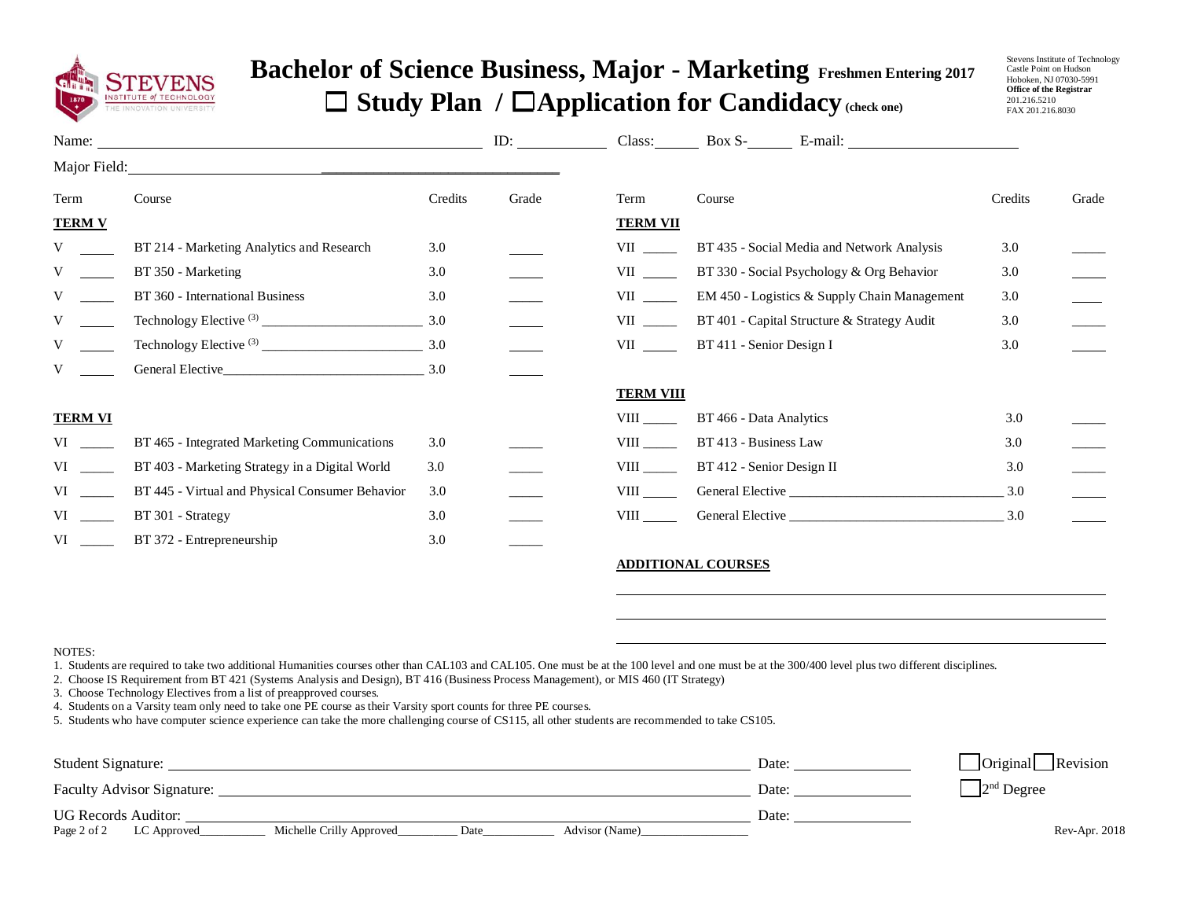# Bachelor of Science Business, Major - Marketing Freshmen Entering 2017

## ☐ Study Plan / ☐Application for Candidacy (check one)

Stevens Institute of Technology
Castle Point on Hudson
Hoboken, NJ 07030-5991
**Office of the Registrar**
201.216.5210
FAX 201.216.8030

Name: ______________________ ID: __________ Class: ______ Box S-______ E-mail: ____________________

Major Field: ______________________________

| Term | Course | Credits | Grade |
|---|---|---|---|
| **TERM V** | | | |
| V _____ | BT 214 - Marketing Analytics and Research | 3.0 | _____ |
| V _____ | BT 350 - Marketing | 3.0 | _____ |
| V _____ | BT 360 - International Business | 3.0 | _____ |
| V _____ | Technology Elective [(3)] ______________________ | 3.0 | _____ |
| V _____ | Technology Elective [(3)] ______________________ | 3.0 | _____ |
| V _____ | General Elective______________________________ | 3.0 | _____ |
| **TERM VI** | | | |
| VI _____ | BT 465 - Integrated Marketing Communications | 3.0 | _____ |
| VI _____ | BT 403 - Marketing Strategy in a Digital World | 3.0 | _____ |
| VI _____ | BT 445 - Virtual and Physical Consumer Behavior | 3.0 | _____ |
| VI _____ | BT 301 - Strategy | 3.0 | _____ |
| VI _____ | BT 372 - Entrepreneurship | 3.0 | _____ |

| Term | Course | Credits | Grade |
|---|---|---|---|
| **TERM VII** | | | |
| VII _____ | BT 435 - Social Media and Network Analysis | 3.0 | _____ |
| VII _____ | BT 330 - Social Psychology & Org Behavior | 3.0 | _____ |
| VII _____ | EM 450 - Logistics & Supply Chain Management | 3.0 | _____ |
| VII _____ | BT 401 - Capital Structure & Strategy Audit | 3.0 | _____ |
| VII _____ | BT 411 - Senior Design I | 3.0 | _____ |
| **TERM VIII** | | | |
| VIII _____ | BT 466 - Data Analytics | 3.0 | _____ |
| VIII _____ | BT 413 - Business Law | 3.0 | _____ |
| VIII _____ | BT 412 - Senior Design II | 3.0 | _____ |
| VIII _____ | General Elective ______________________________ | 3.0 | _____ |
| VIII _____ | General Elective ______________________________ | 3.0 | _____ |

**ADDITIONAL COURSES**

______________________________________________

______________________________________________

______________________________________________

NOTES:

1. Students are required to take two additional Humanities courses other than CAL103 and CAL105. One must be at the 100 level and one must be at the 300/400 level plus two different disciplines.
2. Choose IS Requirement from BT 421 (Systems Analysis and Design), BT 416 (Business Process Management), or MIS 460 (IT Strategy)
3. Choose Technology Electives from a list of preapproved courses.
4. Students on a Varsity team only need to take one PE course as their Varsity sport counts for three PE courses.
5. Students who have computer science experience can take the more challenging course of CS115, all other students are recommended to take CS105.

Student Signature: ______________________________________________ Date: ______________ ☐Original ☐Revision

Faculty Advisor Signature: ______________________________________ Date: ______________ ☐2nd Degree

UG Records Auditor: ____________________________________________ Date: ______________

LC Approved__________ Michelle Crilly Approved_________ Date___________ Advisor (Name)________________

Rev-Apr. 2018